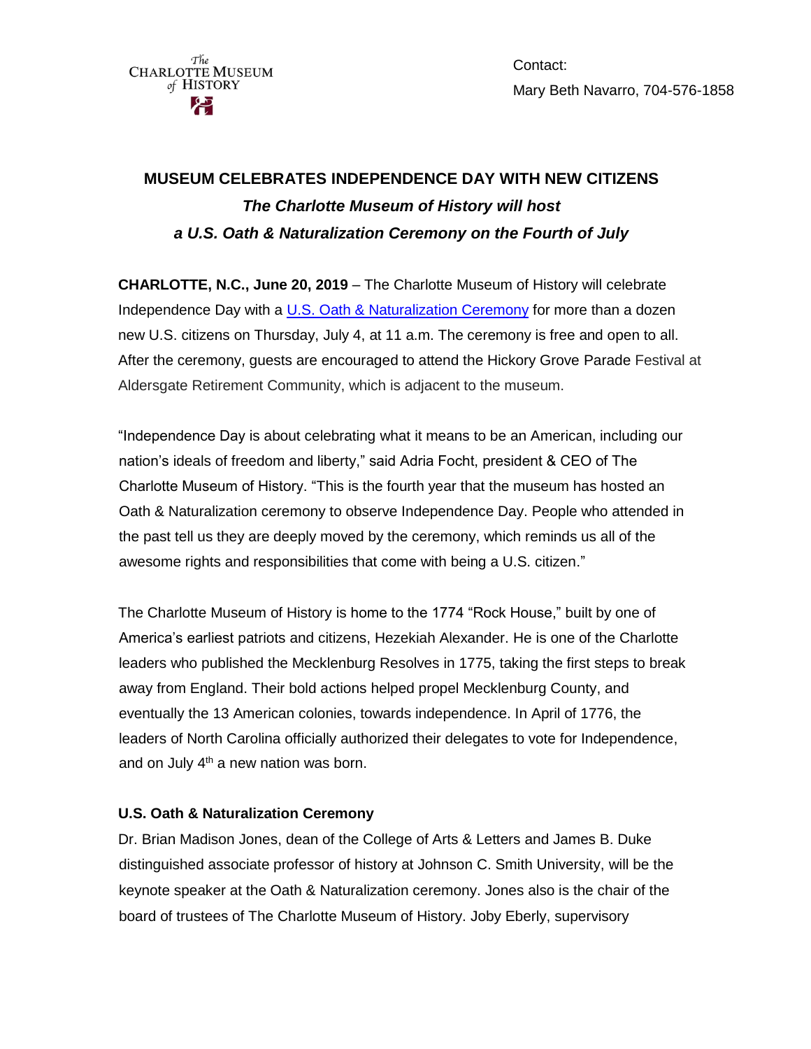The Charlotte Museum of History

Contact:
Mary Beth Navarro, 704-576-1858

# MUSEUM CELEBRATES INDEPENDENCE DAY WITH NEW CITIZENS

## *The Charlotte Museum of History will host a U.S. Oath & Naturalization Ceremony on the Fourth of July*

**CHARLOTTE, N.C., June 20, 2019** – The Charlotte Museum of History will celebrate Independence Day with a [U.S. Oath & Naturalization Ceremony]() for more than a dozen new U.S. citizens on Thursday, July 4, at 11 a.m. The ceremony is free and open to all. After the ceremony, guests are encouraged to attend the Hickory Grove Parade Festival at Aldersgate Retirement Community, which is adjacent to the museum.

"Independence Day is about celebrating what it means to be an American, including our nation's ideals of freedom and liberty," said Adria Focht, president & CEO of The Charlotte Museum of History. "This is the fourth year that the museum has hosted an Oath & Naturalization ceremony to observe Independence Day. People who attended in the past tell us they are deeply moved by the ceremony, which reminds us all of the awesome rights and responsibilities that come with being a U.S. citizen."

The Charlotte Museum of History is home to the 1774 "Rock House," built by one of America's earliest patriots and citizens, Hezekiah Alexander. He is one of the Charlotte leaders who published the Mecklenburg Resolves in 1775, taking the first steps to break away from England. Their bold actions helped propel Mecklenburg County, and eventually the 13 American colonies, towards independence. In April of 1776, the leaders of North Carolina officially authorized their delegates to vote for Independence, and on July 4th a new nation was born.

### U.S. Oath & Naturalization Ceremony

Dr. Brian Madison Jones, dean of the College of Arts & Letters and James B. Duke distinguished associate professor of history at Johnson C. Smith University, will be the keynote speaker at the Oath & Naturalization ceremony. Jones also is the chair of the board of trustees of The Charlotte Museum of History. Joby Eberly, supervisory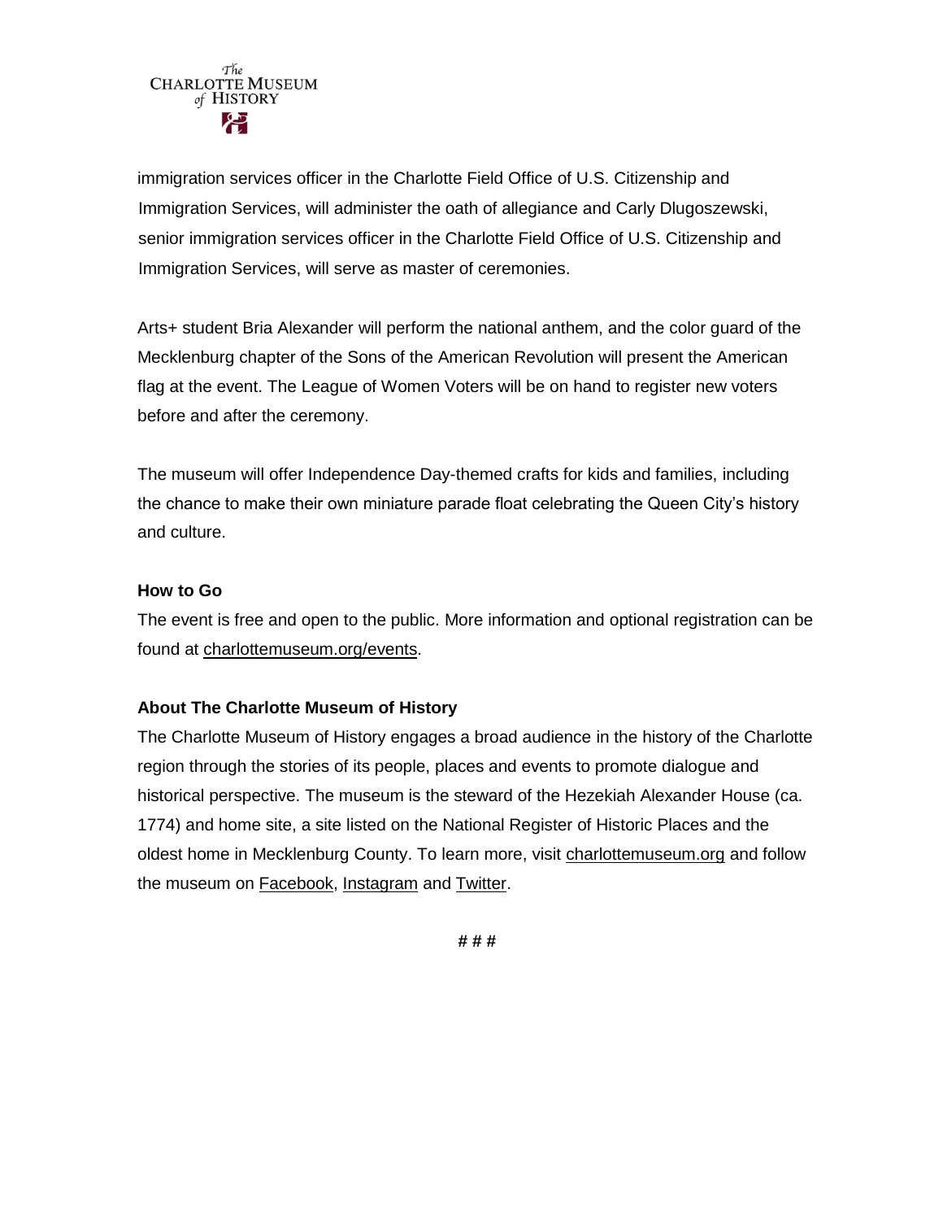immigration services officer in the Charlotte Field Office of U.S. Citizenship and Immigration Services, will administer the oath of allegiance and Carly Dlugoszewski, senior immigration services officer in the Charlotte Field Office of U.S. Citizenship and Immigration Services, will serve as master of ceremonies.

Arts+ student Bria Alexander will perform the national anthem, and the color guard of the Mecklenburg chapter of the Sons of the American Revolution will present the American flag at the event. The League of Women Voters will be on hand to register new voters before and after the ceremony.

The museum will offer Independence Day-themed crafts for kids and families, including the chance to make their own miniature parade float celebrating the Queen City's history and culture.

**How to Go**

The event is free and open to the public. More information and optional registration can be found at charlottemuseum.org/events.

**About The Charlotte Museum of History**

The Charlotte Museum of History engages a broad audience in the history of the Charlotte region through the stories of its people, places and events to promote dialogue and historical perspective. The museum is the steward of the Hezekiah Alexander House (ca. 1774) and home site, a site listed on the National Register of Historic Places and the oldest home in Mecklenburg County. To learn more, visit charlottemuseum.org and follow the museum on Facebook, Instagram and Twitter.

# # #